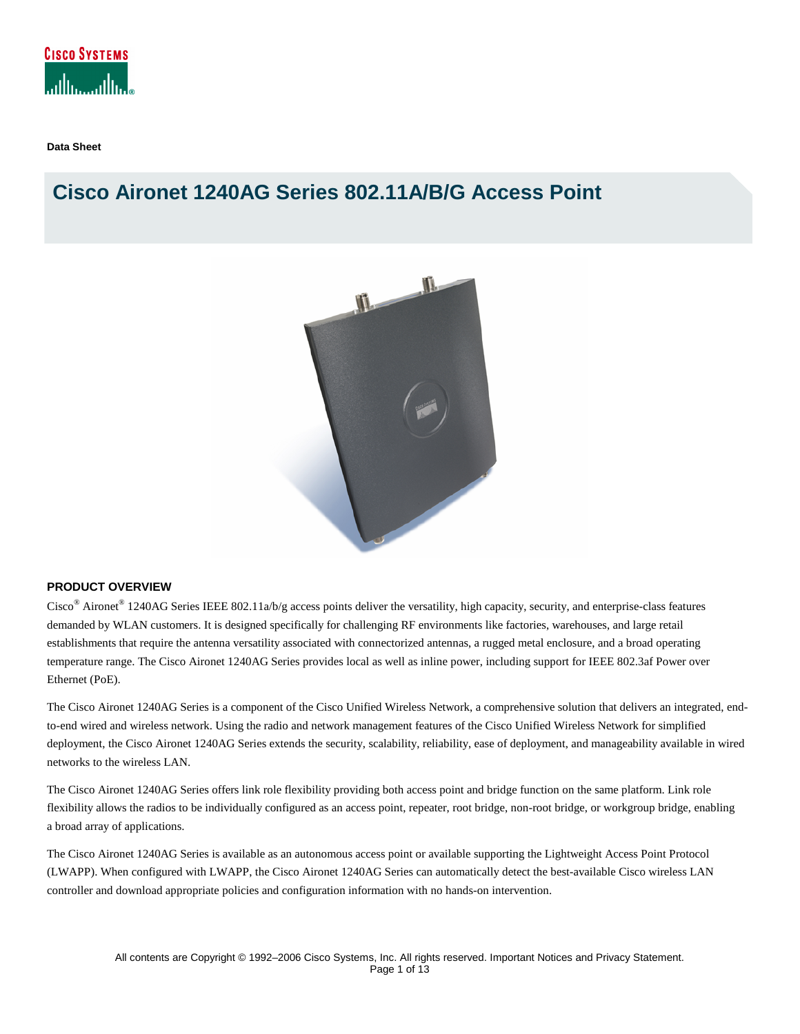Data Sheet

# Cisco Aironet 1240AG Series 802.11A/B/G Access Point

## PRODUCT OVERVIEW

Cisco® Aironet® 1240AG Series IEEE 802.11a/b/g access points deliver the versatility, high capacity, security, and enterprise-class features demanded by WLAN customers. It is designed specifically for challenging RF environments like factories, warehouses, and large retail establishments that require the antenna versatility associated with connectorized antennas, a rugged metal enclosure, and a broad operating temperature range. The Cisco Aironet 1240AG Series provides local as well as inline power, including support for IEEE 802.3af Power over Ethernet (PoE).

The Cisco Aironet 1240AG Series is a component of the Cisco Unified Wireless Network, a comprehensive solution that delivers an integrated, end-to-end wired and wireless network. Using the radio and network management features of the Cisco Unified Wireless Network for simplified deployment, the Cisco Aironet 1240AG Series extends the security, scalability, reliability, ease of deployment, and manageability available in wired networks to the wireless LAN.

The Cisco Aironet 1240AG Series offers link role flexibility providing both access point and bridge function on the same platform. Link role flexibility allows the radios to be individually configured as an access point, repeater, root bridge, non-root bridge, or workgroup bridge, enabling a broad array of applications.

The Cisco Aironet 1240AG Series is available as an autonomous access point or available supporting the Lightweight Access Point Protocol (LWAPP). When configured with LWAPP, the Cisco Aironet 1240AG Series can automatically detect the best-available Cisco wireless LAN controller and download appropriate policies and configuration information with no hands-on intervention.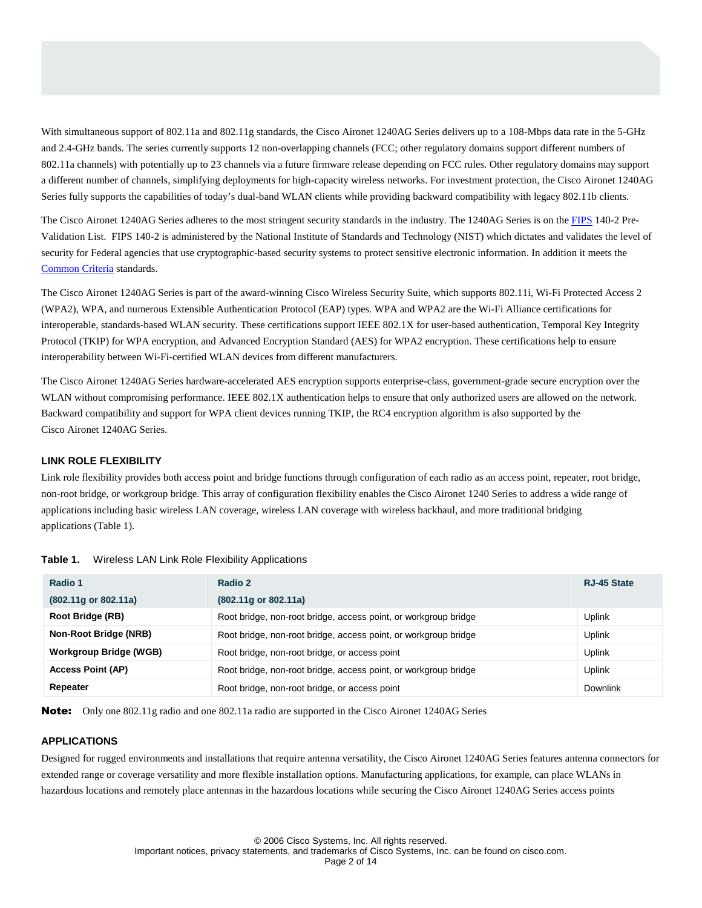With simultaneous support of 802.11a and 802.11g standards, the Cisco Aironet 1240AG Series delivers up to a 108-Mbps data rate in the 5-GHz and 2.4-GHz bands. The series currently supports 12 non-overlapping channels (FCC; other regulatory domains support different numbers of 802.11a channels) with potentially up to 23 channels via a future firmware release depending on FCC rules. Other regulatory domains may support a different number of channels, simplifying deployments for high-capacity wireless networks. For investment protection, the Cisco Aironet 1240AG Series fully supports the capabilities of today's dual-band WLAN clients while providing backward compatibility with legacy 802.11b clients.

The Cisco Aironet 1240AG Series adheres to the most stringent security standards in the industry. The 1240AG Series is on the FIPS 140-2 Pre-Validation List. FIPS 140-2 is administered by the National Institute of Standards and Technology (NIST) which dictates and validates the level of security for Federal agencies that use cryptographic-based security systems to protect sensitive electronic information. In addition it meets the Common Criteria standards.

The Cisco Aironet 1240AG Series is part of the award-winning Cisco Wireless Security Suite, which supports 802.11i, Wi-Fi Protected Access 2 (WPA2), WPA, and numerous Extensible Authentication Protocol (EAP) types. WPA and WPA2 are the Wi-Fi Alliance certifications for interoperable, standards-based WLAN security. These certifications support IEEE 802.1X for user-based authentication, Temporal Key Integrity Protocol (TKIP) for WPA encryption, and Advanced Encryption Standard (AES) for WPA2 encryption. These certifications help to ensure interoperability between Wi-Fi-certified WLAN devices from different manufacturers.

The Cisco Aironet 1240AG Series hardware-accelerated AES encryption supports enterprise-class, government-grade secure encryption over the WLAN without compromising performance. IEEE 802.1X authentication helps to ensure that only authorized users are allowed on the network. Backward compatibility and support for WPA client devices running TKIP, the RC4 encryption algorithm is also supported by the Cisco Aironet 1240AG Series.

## LINK ROLE FLEXIBILITY

Link role flexibility provides both access point and bridge functions through configuration of each radio as an access point, repeater, root bridge, non-root bridge, or workgroup bridge. This array of configuration flexibility enables the Cisco Aironet 1240 Series to address a wide range of applications including basic wireless LAN coverage, wireless LAN coverage with wireless backhaul, and more traditional bridging applications (Table 1).

**Table 1.** Wireless LAN Link Role Flexibility Applications

| Radio 1 (802.11g or 802.11a) | Radio 2 (802.11g or 802.11a) | RJ-45 State |
|---|---|---|
| **Root Bridge (RB)** | Root bridge, non-root bridge, access point, or workgroup bridge | Uplink |
| **Non-Root Bridge (NRB)** | Root bridge, non-root bridge, access point, or workgroup bridge | Uplink |
| **Workgroup Bridge (WGB)** | Root bridge, non-root bridge, or access point | Uplink |
| **Access Point (AP)** | Root bridge, non-root bridge, access point, or workgroup bridge | Uplink |
| **Repeater** | Root bridge, non-root bridge, or access point | Downlink |

**Note:** Only one 802.11g radio and one 802.11a radio are supported in the Cisco Aironet 1240AG Series

## APPLICATIONS

Designed for rugged environments and installations that require antenna versatility, the Cisco Aironet 1240AG Series features antenna connectors for extended range or coverage versatility and more flexible installation options. Manufacturing applications, for example, can place WLANs in hazardous locations and remotely place antennas in the hazardous locations while securing the Cisco Aironet 1240AG Series access points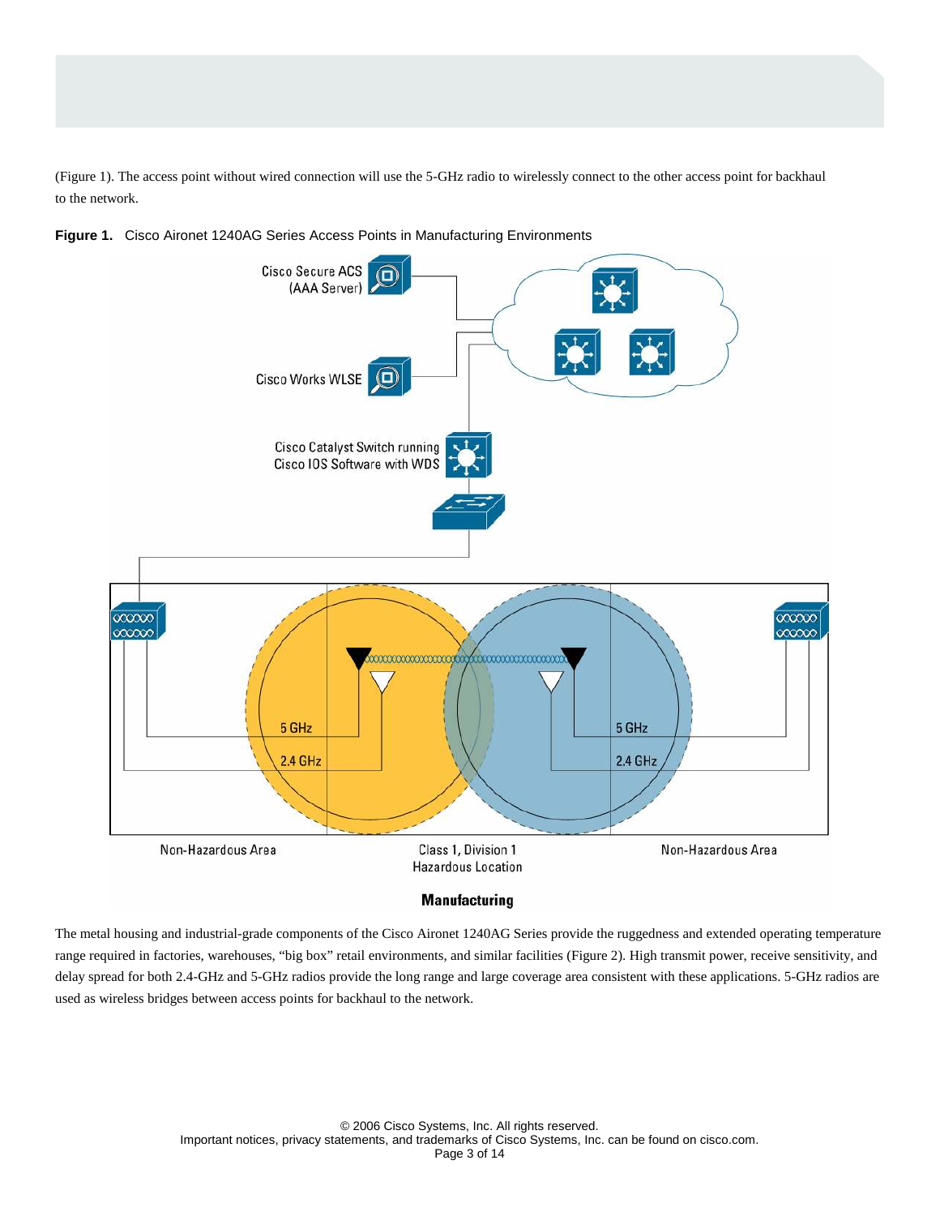(Figure 1). The access point without wired connection will use the 5-GHz radio to wirelessly connect to the other access point for backhaul to the network.

**Figure 1.** Cisco Aironet 1240AG Series Access Points in Manufacturing Environments

The metal housing and industrial-grade components of the Cisco Aironet 1240AG Series provide the ruggedness and extended operating temperature range required in factories, warehouses, “big box” retail environments, and similar facilities (Figure 2). High transmit power, receive sensitivity, and delay spread for both 2.4-GHz and 5-GHz radios provide the long range and large coverage area consistent with these applications. 5-GHz radios are used as wireless bridges between access points for backhaul to the network.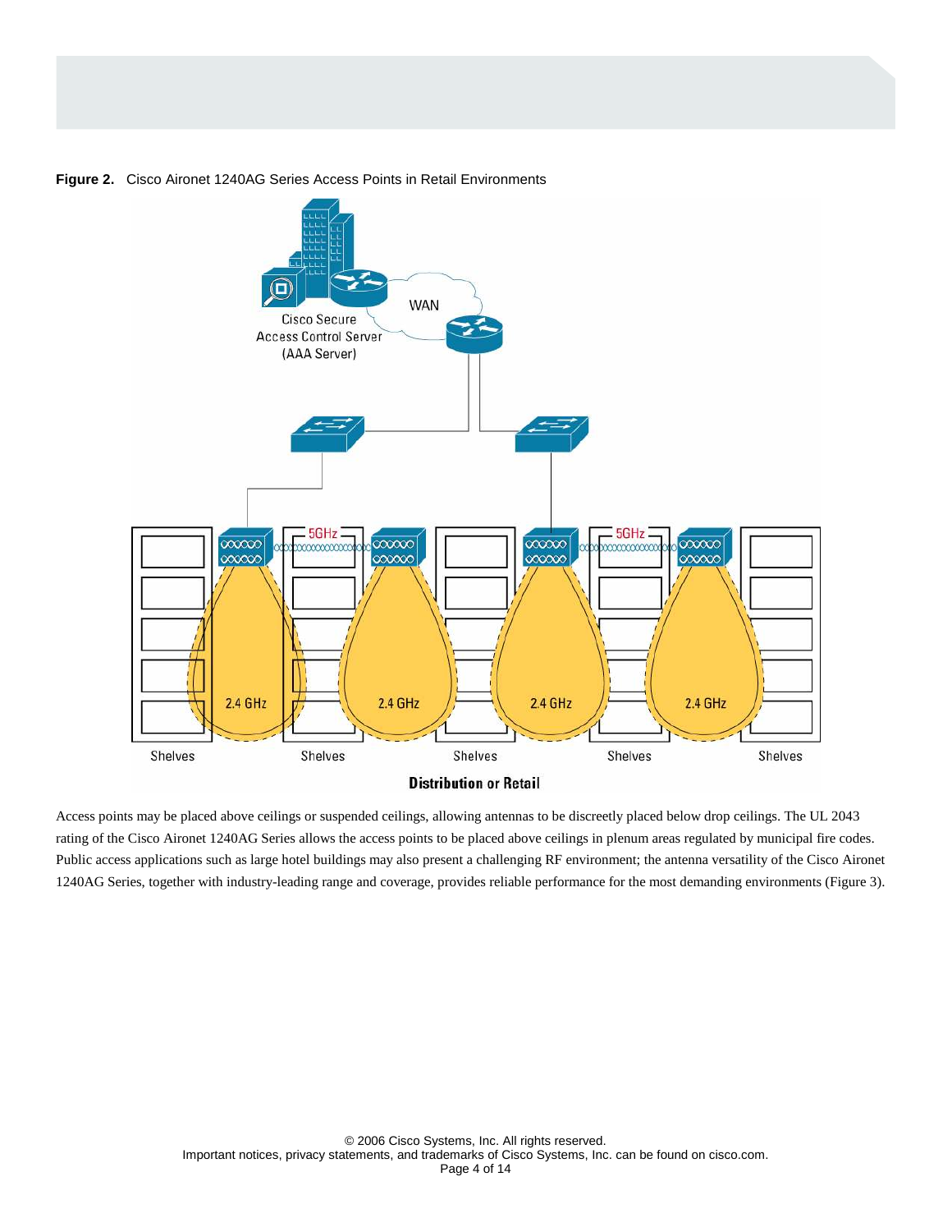**Figure 2.** Cisco Aironet 1240AG Series Access Points in Retail Environments

Access points may be placed above ceilings or suspended ceilings, allowing antennas to be discreetly placed below drop ceilings. The UL 2043 rating of the Cisco Aironet 1240AG Series allows the access points to be placed above ceilings in plenum areas regulated by municipal fire codes. Public access applications such as large hotel buildings may also present a challenging RF environment; the antenna versatility of the Cisco Aironet 1240AG Series, together with industry-leading range and coverage, provides reliable performance for the most demanding environments (Figure 3).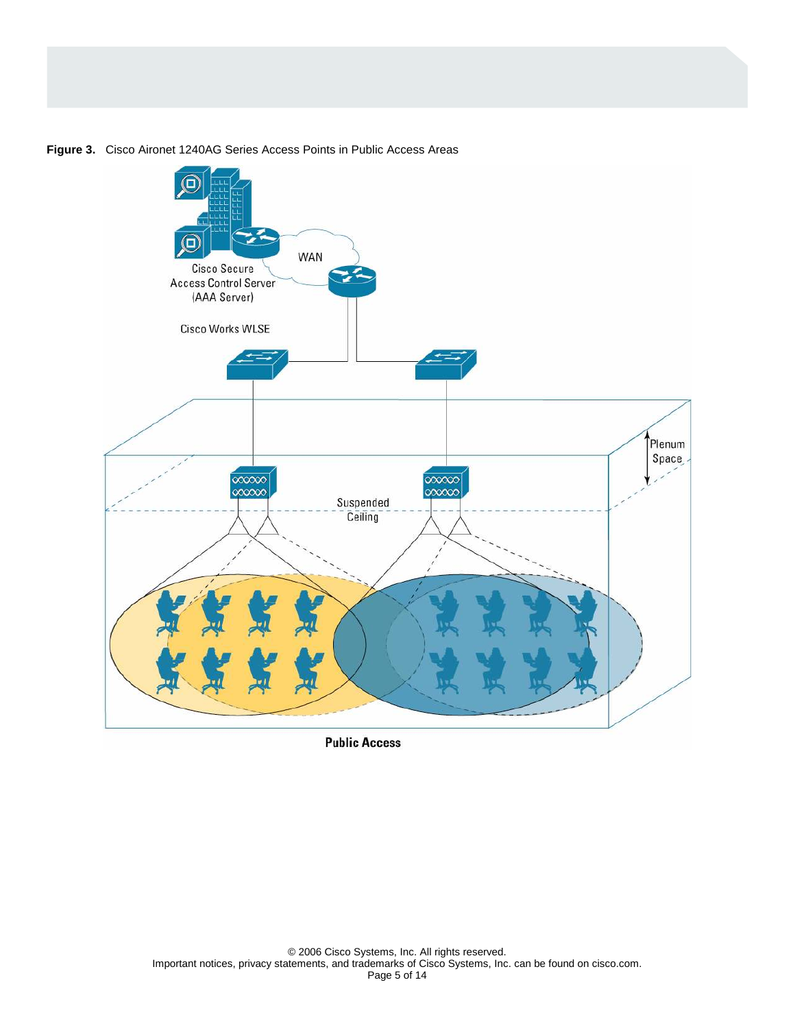**Figure 3.** Cisco Aironet 1240AG Series Access Points in Public Access Areas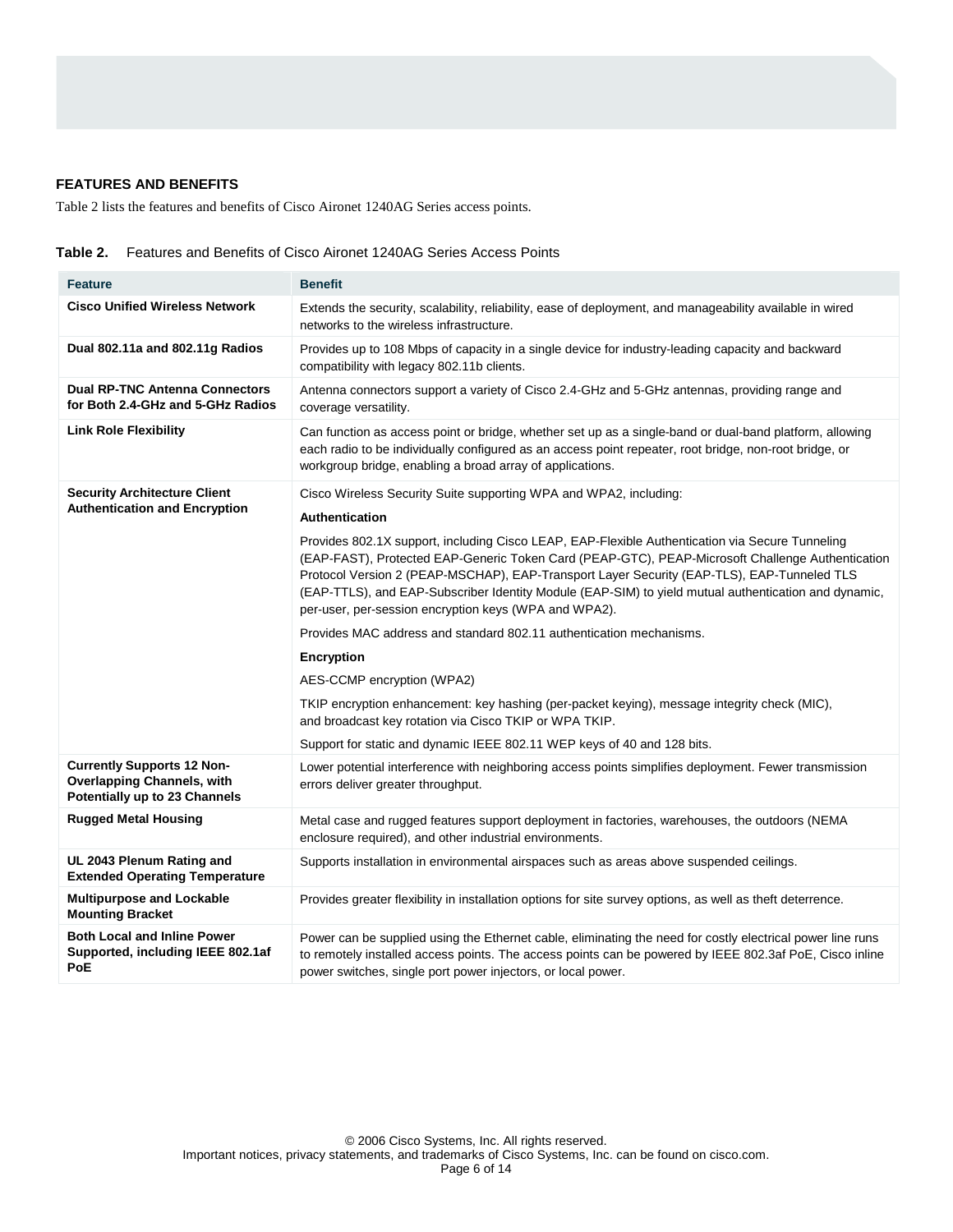## FEATURES AND BENEFITS

Table 2 lists the features and benefits of Cisco Aironet 1240AG Series access points.

**Table 2.** Features and Benefits of Cisco Aironet 1240AG Series Access Points

| Feature | Benefit |
|---|---|
| **Cisco Unified Wireless Network** | Extends the security, scalability, reliability, ease of deployment, and manageability available in wired networks to the wireless infrastructure. |
| **Dual 802.11a and 802.11g Radios** | Provides up to 108 Mbps of capacity in a single device for industry-leading capacity and backward compatibility with legacy 802.11b clients. |
| **Dual RP-TNC Antenna Connectors for Both 2.4-GHz and 5-GHz Radios** | Antenna connectors support a variety of Cisco 2.4-GHz and 5-GHz antennas, providing range and coverage versatility. |
| **Link Role Flexibility** | Can function as access point or bridge, whether set up as a single-band or dual-band platform, allowing each radio to be individually configured as an access point repeater, root bridge, non-root bridge, or workgroup bridge, enabling a broad array of applications. |
| **Security Architecture Client Authentication and Encryption** | Cisco Wireless Security Suite supporting WPA and WPA2, including:<br>**Authentication**<br>Provides 802.1X support, including Cisco LEAP, EAP-Flexible Authentication via Secure Tunneling (EAP-FAST), Protected EAP-Generic Token Card (PEAP-GTC), PEAP-Microsoft Challenge Authentication Protocol Version 2 (PEAP-MSCHAP), EAP-Transport Layer Security (EAP-TLS), EAP-Tunneled TLS (EAP-TTLS), and EAP-Subscriber Identity Module (EAP-SIM) to yield mutual authentication and dynamic, per-user, per-session encryption keys (WPA and WPA2).<br>Provides MAC address and standard 802.11 authentication mechanisms.<br>**Encryption**<br>AES-CCMP encryption (WPA2)<br>TKIP encryption enhancement: key hashing (per-packet keying), message integrity check (MIC), and broadcast key rotation via Cisco TKIP or WPA TKIP.<br>Support for static and dynamic IEEE 802.11 WEP keys of 40 and 128 bits. |
| **Currently Supports 12 Non-Overlapping Channels, with Potentially up to 23 Channels** | Lower potential interference with neighboring access points simplifies deployment. Fewer transmission errors deliver greater throughput. |
| **Rugged Metal Housing** | Metal case and rugged features support deployment in factories, warehouses, the outdoors (NEMA enclosure required), and other industrial environments. |
| **UL 2043 Plenum Rating and Extended Operating Temperature** | Supports installation in environmental airspaces such as areas above suspended ceilings. |
| **Multipurpose and Lockable Mounting Bracket** | Provides greater flexibility in installation options for site survey options, as well as theft deterrence. |
| **Both Local and Inline Power Supported, including IEEE 802.1af PoE** | Power can be supplied using the Ethernet cable, eliminating the need for costly electrical power line runs to remotely installed access points. The access points can be powered by IEEE 802.3af PoE, Cisco inline power switches, single port power injectors, or local power. |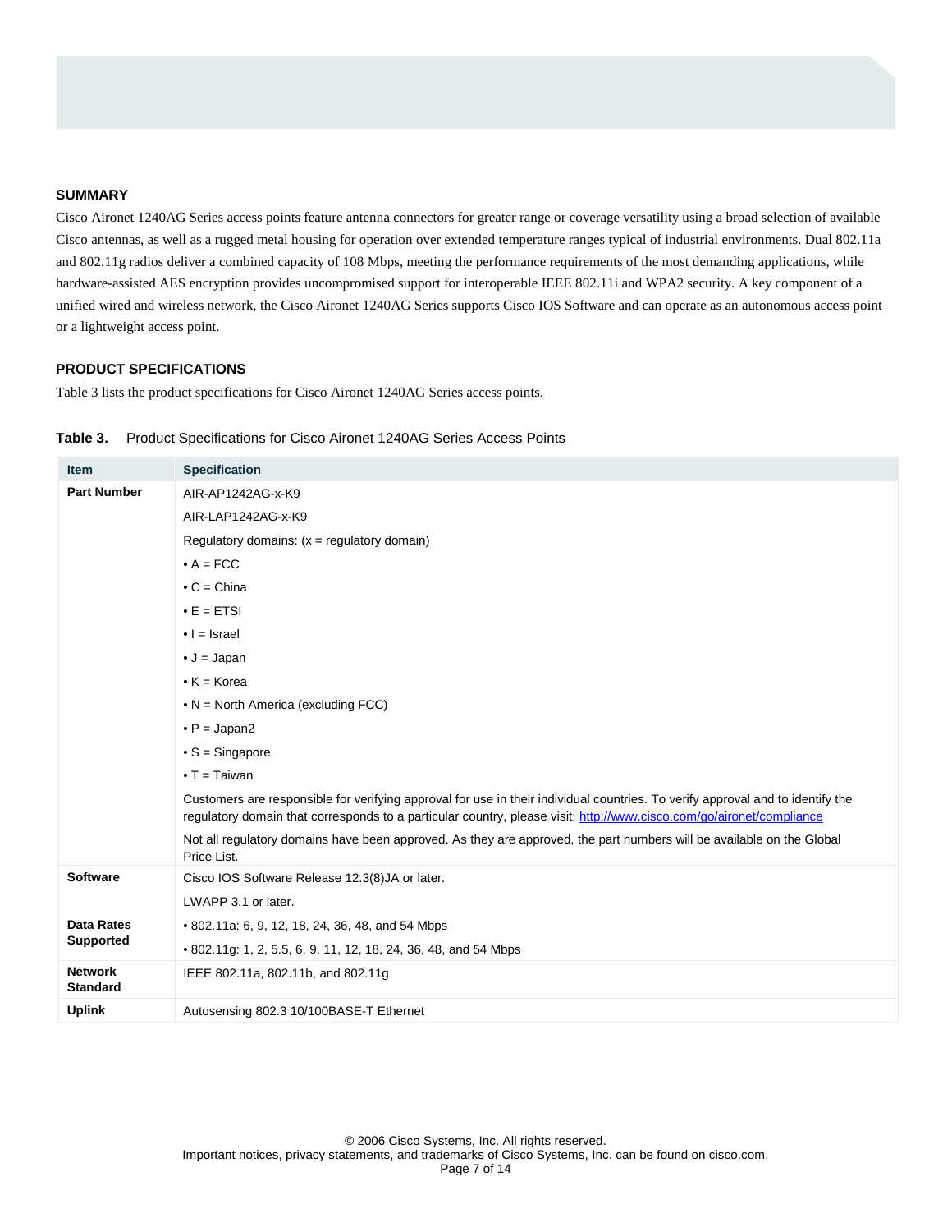## SUMMARY

Cisco Aironet 1240AG Series access points feature antenna connectors for greater range or coverage versatility using a broad selection of available Cisco antennas, as well as a rugged metal housing for operation over extended temperature ranges typical of industrial environments. Dual 802.11a and 802.11g radios deliver a combined capacity of 108 Mbps, meeting the performance requirements of the most demanding applications, while hardware-assisted AES encryption provides uncompromised support for interoperable IEEE 802.11i and WPA2 security. A key component of a unified wired and wireless network, the Cisco Aironet 1240AG Series supports Cisco IOS Software and can operate as an autonomous access point or a lightweight access point.

## PRODUCT SPECIFICATIONS

Table 3 lists the product specifications for Cisco Aironet 1240AG Series access points.

**Table 3.** Product Specifications for Cisco Aironet 1240AG Series Access Points

| Item | Specification |
|---|---|
| **Part Number** | AIR-AP1242AG-x-K9<br>AIR-LAP1242AG-x-K9<br>Regulatory domains: (x = regulatory domain)<br>• A = FCC<br>• C = China<br>• E = ETSI<br>• I = Israel<br>• J = Japan<br>• K = Korea<br>• N = North America (excluding FCC)<br>• P = Japan2<br>• S = Singapore<br>• T = Taiwan<br>Customers are responsible for verifying approval for use in their individual countries. To verify approval and to identify the regulatory domain that corresponds to a particular country, please visit: http://www.cisco.com/go/aironet/compliance<br>Not all regulatory domains have been approved. As they are approved, the part numbers will be available on the Global Price List. |
| **Software** | Cisco IOS Software Release 12.3(8)JA or later.<br>LWAPP 3.1 or later. |
| **Data Rates Supported** | • 802.11a: 6, 9, 12, 18, 24, 36, 48, and 54 Mbps<br>• 802.11g: 1, 2, 5.5, 6, 9, 11, 12, 18, 24, 36, 48, and 54 Mbps |
| **Network Standard** | IEEE 802.11a, 802.11b, and 802.11g |
| **Uplink** | Autosensing 802.3 10/100BASE-T Ethernet |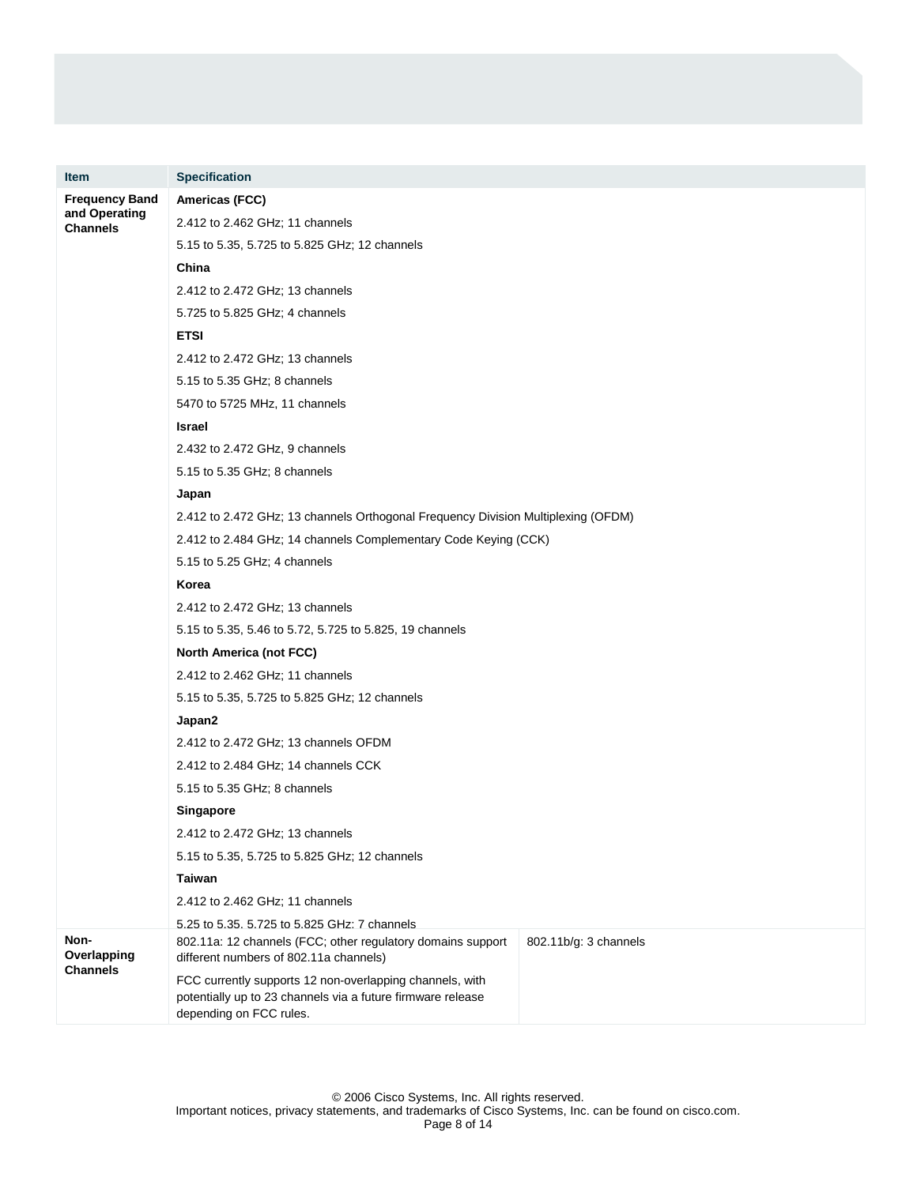| Item | Specification | |
| --- | --- | --- |
| Frequency Band and Operating Channels | **Americas (FCC)** | |
| | 2.412 to 2.462 GHz; 11 channels | |
| | 5.15 to 5.35, 5.725 to 5.825 GHz; 12 channels | |
| | **China** | |
| | 2.412 to 2.472 GHz; 13 channels | |
| | 5.725 to 5.825 GHz; 4 channels | |
| | **ETSI** | |
| | 2.412 to 2.472 GHz; 13 channels | |
| | 5.15 to 5.35 GHz; 8 channels | |
| | 5470 to 5725 MHz, 11 channels | |
| | **Israel** | |
| | 2.432 to 2.472 GHz, 9 channels | |
| | 5.15 to 5.35 GHz; 8 channels | |
| | **Japan** | |
| | 2.412 to 2.472 GHz; 13 channels Orthogonal Frequency Division Multiplexing (OFDM) | |
| | 2.412 to 2.484 GHz; 14 channels Complementary Code Keying (CCK) | |
| | 5.15 to 5.25 GHz; 4 channels | |
| | **Korea** | |
| | 2.412 to 2.472 GHz; 13 channels | |
| | 5.15 to 5.35, 5.46 to 5.72, 5.725 to 5.825, 19 channels | |
| | **North America (not FCC)** | |
| | 2.412 to 2.462 GHz; 11 channels | |
| | 5.15 to 5.35, 5.725 to 5.825 GHz; 12 channels | |
| | **Japan2** | |
| | 2.412 to 2.472 GHz; 13 channels OFDM | |
| | 2.412 to 2.484 GHz; 14 channels CCK | |
| | 5.15 to 5.35 GHz; 8 channels | |
| | **Singapore** | |
| | 2.412 to 2.472 GHz; 13 channels | |
| | 5.15 to 5.35, 5.725 to 5.825 GHz; 12 channels | |
| | **Taiwan** | |
| | 2.412 to 2.462 GHz; 11 channels | |
| | 5.25 to 5.35, 5.725 to 5.825 GHz; 7 channels | |
| Non-Overlapping Channels | 802.11a: 12 channels (FCC; other regulatory domains support different numbers of 802.11a channels) | 802.11b/g: 3 channels |
| | FCC currently supports 12 non-overlapping channels, with potentially up to 23 channels via a future firmware release depending on FCC rules. | |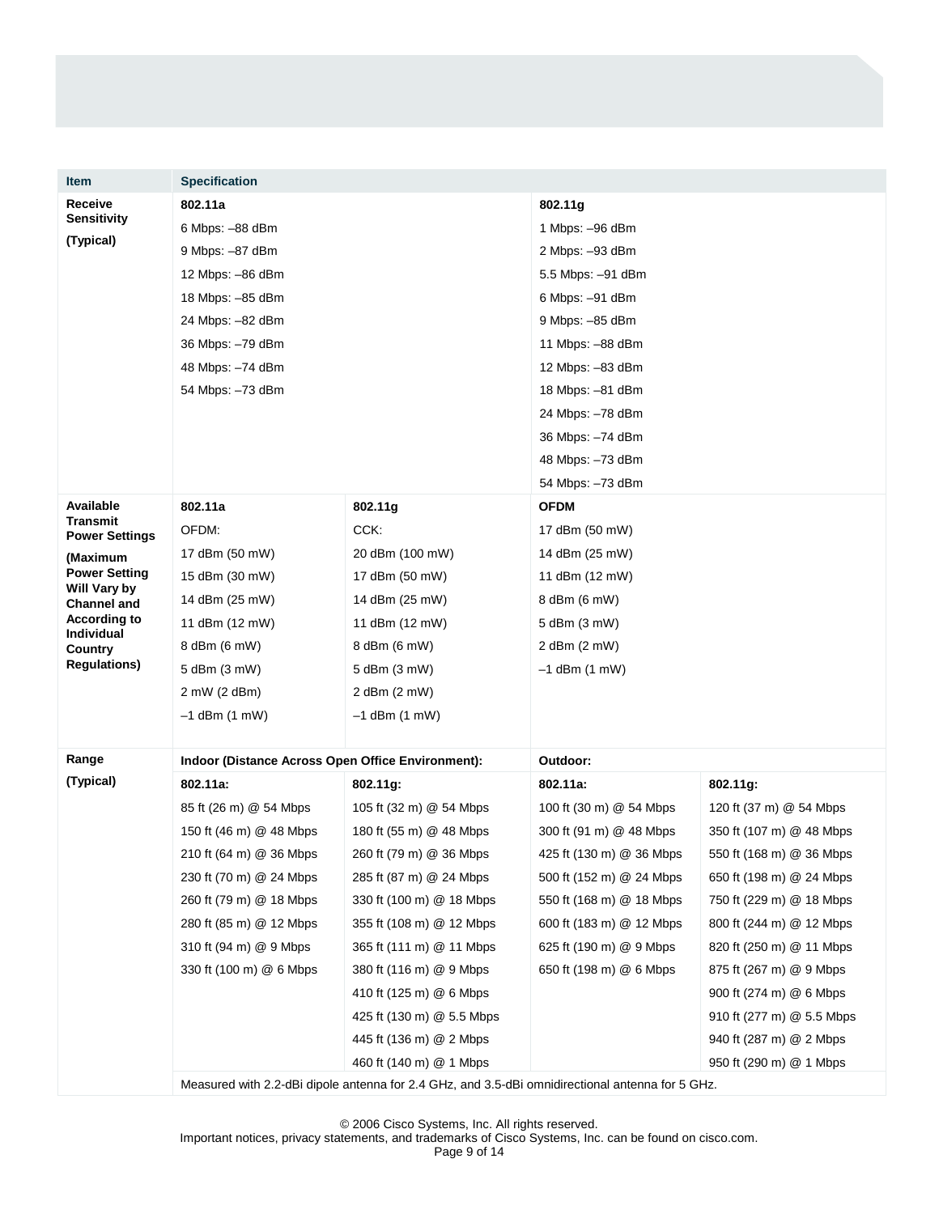| Item | Specification | | | |
|---|---|---|---|---|
| **Receive Sensitivity (Typical)** | **802.11a** | | **802.11g** | |
| | 6 Mbps: –88 dBm | | 1 Mbps: –96 dBm | |
| | 9 Mbps: –87 dBm | | 2 Mbps: –93 dBm | |
| | 12 Mbps: –86 dBm | | 5.5 Mbps: –91 dBm | |
| | 18 Mbps: –85 dBm | | 6 Mbps: –91 dBm | |
| | 24 Mbps: –82 dBm | | 9 Mbps: –85 dBm | |
| | 36 Mbps: –79 dBm | | 11 Mbps: –88 dBm | |
| | 48 Mbps: –74 dBm | | 12 Mbps: –83 dBm | |
| | 54 Mbps: –73 dBm | | 18 Mbps: –81 dBm | |
| | | | 24 Mbps: –78 dBm | |
| | | | 36 Mbps: –74 dBm | |
| | | | 48 Mbps: –73 dBm | |
| | | | 54 Mbps: –73 dBm | |
| **Available Transmit Power Settings (Maximum Power Setting Will Vary by Channel and According to Individual Country Regulations)** | **802.11a** | **802.11g** | **OFDM** | |
| | OFDM: | CCK: | 17 dBm (50 mW) | |
| | 17 dBm (50 mW) | 20 dBm (100 mW) | 14 dBm (25 mW) | |
| | 15 dBm (30 mW) | 17 dBm (50 mW) | 11 dBm (12 mW) | |
| | 14 dBm (25 mW) | 14 dBm (25 mW) | 8 dBm (6 mW) | |
| | 11 dBm (12 mW) | 11 dBm (12 mW) | 5 dBm (3 mW) | |
| | 8 dBm (6 mW) | 8 dBm (6 mW) | 2 dBm (2 mW) | |
| | 5 dBm (3 mW) | 5 dBm (3 mW) | –1 dBm (1 mW) | |
| | 2 mW (2 dBm) | 2 dBm (2 mW) | | |
| | –1 dBm (1 mW) | –1 dBm (1 mW) | | |
| **Range (Typical)** | **Indoor (Distance Across Open Office Environment):** | | **Outdoor:** | |
| | **802.11a:** | **802.11g:** | **802.11a:** | **802.11g:** |
| | 85 ft (26 m) @ 54 Mbps | 105 ft (32 m) @ 54 Mbps | 100 ft (30 m) @ 54 Mbps | 120 ft (37 m) @ 54 Mbps |
| | 150 ft (46 m) @ 48 Mbps | 180 ft (55 m) @ 48 Mbps | 300 ft (91 m) @ 48 Mbps | 350 ft (107 m) @ 48 Mbps |
| | 210 ft (64 m) @ 36 Mbps | 260 ft (79 m) @ 36 Mbps | 425 ft (130 m) @ 36 Mbps | 550 ft (168 m) @ 36 Mbps |
| | 230 ft (70 m) @ 24 Mbps | 285 ft (87 m) @ 24 Mbps | 500 ft (152 m) @ 24 Mbps | 650 ft (198 m) @ 24 Mbps |
| | 260 ft (79 m) @ 18 Mbps | 330 ft (100 m) @ 18 Mbps | 550 ft (168 m) @ 18 Mbps | 750 ft (229 m) @ 18 Mbps |
| | 280 ft (85 m) @ 12 Mbps | 355 ft (108 m) @ 12 Mbps | 600 ft (183 m) @ 12 Mbps | 800 ft (244 m) @ 12 Mbps |
| | 310 ft (94 m) @ 9 Mbps | 365 ft (111 m) @ 11 Mbps | 625 ft (190 m) @ 9 Mbps | 820 ft (250 m) @ 11 Mbps |
| | 330 ft (100 m) @ 6 Mbps | 380 ft (116 m) @ 9 Mbps | 650 ft (198 m) @ 6 Mbps | 875 ft (267 m) @ 9 Mbps |
| | | 410 ft (125 m) @ 6 Mbps | | 900 ft (274 m) @ 6 Mbps |
| | | 425 ft (130 m) @ 5.5 Mbps | | 910 ft (277 m) @ 5.5 Mbps |
| | | 445 ft (136 m) @ 2 Mbps | | 940 ft (287 m) @ 2 Mbps |
| | | 460 ft (140 m) @ 1 Mbps | | 950 ft (290 m) @ 1 Mbps |
| | Measured with 2.2-dBi dipole antenna for 2.4 GHz, and 3.5-dBi omnidirectional antenna for 5 GHz. | | | |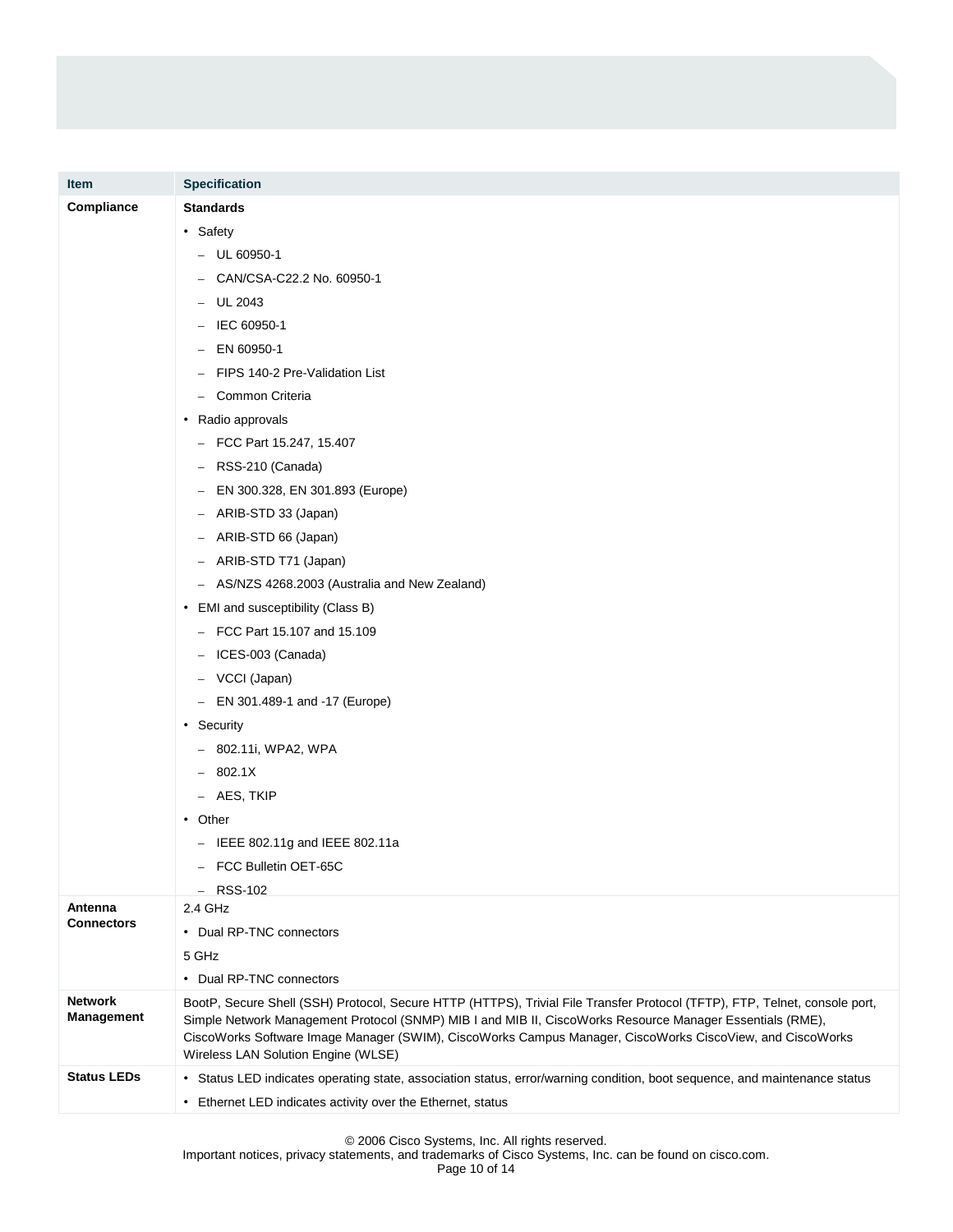| Item | Specification |
| --- | --- |
| **Compliance** | **Standards**<br>• Safety<br>– UL 60950-1<br>– CAN/CSA-C22.2 No. 60950-1<br>– UL 2043<br>– IEC 60950-1<br>– EN 60950-1<br>– FIPS 140-2 Pre-Validation List<br>– Common Criteria<br>• Radio approvals<br>– FCC Part 15.247, 15.407<br>– RSS-210 (Canada)<br>– EN 300.328, EN 301.893 (Europe)<br>– ARIB-STD 33 (Japan)<br>– ARIB-STD 66 (Japan)<br>– ARIB-STD T71 (Japan)<br>– AS/NZS 4268.2003 (Australia and New Zealand)<br>• EMI and susceptibility (Class B)<br>– FCC Part 15.107 and 15.109<br>– ICES-003 (Canada)<br>– VCCI (Japan)<br>– EN 301.489-1 and -17 (Europe)<br>• Security<br>– 802.11i, WPA2, WPA<br>– 802.1X<br>– AES, TKIP<br>• Other<br>– IEEE 802.11g and IEEE 802.11a<br>– FCC Bulletin OET-65C<br>– RSS-102 |
| **Antenna Connectors** | 2.4 GHz<br>• Dual RP-TNC connectors<br>5 GHz<br>• Dual RP-TNC connectors |
| **Network Management** | BootP, Secure Shell (SSH) Protocol, Secure HTTP (HTTPS), Trivial File Transfer Protocol (TFTP), FTP, Telnet, console port, Simple Network Management Protocol (SNMP) MIB I and MIB II, CiscoWorks Resource Manager Essentials (RME), CiscoWorks Software Image Manager (SWIM), CiscoWorks Campus Manager, CiscoWorks CiscoView, and CiscoWorks Wireless LAN Solution Engine (WLSE) |
| **Status LEDs** | • Status LED indicates operating state, association status, error/warning condition, boot sequence, and maintenance status<br>• Ethernet LED indicates activity over the Ethernet, status |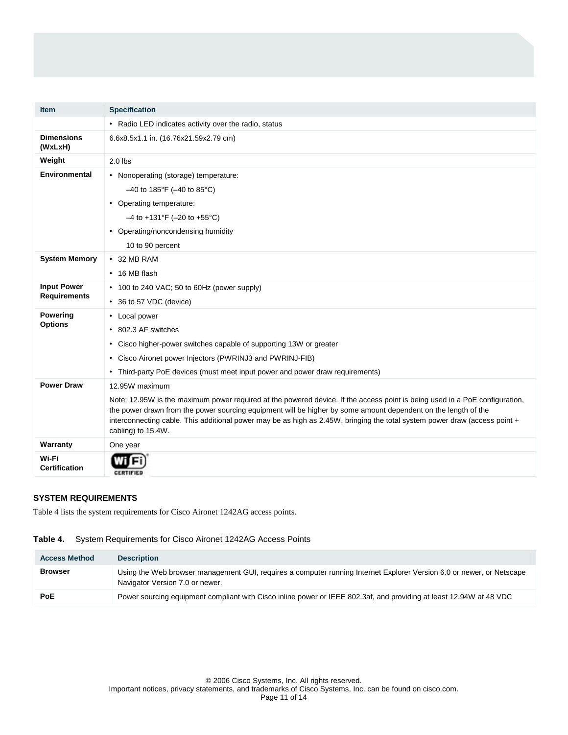| Item | Specification |
| --- | --- |
| | • Radio LED indicates activity over the radio, status |
| **Dimensions (WxLxH)** | 6.6x8.5x1.1 in. (16.76x21.59x2.79 cm) |
| **Weight** | 2.0 lbs |
| **Environmental** | • Nonoperating (storage) temperature:<br>–40 to 185°F (–40 to 85°C)<br>• Operating temperature:<br>–4 to +131°F (–20 to +55°C)<br>• Operating/noncondensing humidity<br>10 to 90 percent |
| **System Memory** | • 32 MB RAM<br>• 16 MB flash |
| **Input Power Requirements** | • 100 to 240 VAC; 50 to 60Hz (power supply)<br>• 36 to 57 VDC (device) |
| **Powering Options** | • Local power<br>• 802.3 AF switches<br>• Cisco higher-power switches capable of supporting 13W or greater<br>• Cisco Aironet power Injectors (PWRINJ3 and PWRINJ-FIB)<br>• Third-party PoE devices (must meet input power and power draw requirements) |
| **Power Draw** | 12.95W maximum<br>Note: 12.95W is the maximum power required at the powered device. If the access point is being used in a PoE configuration, the power drawn from the power sourcing equipment will be higher by some amount dependent on the length of the interconnecting cable. This additional power may be as high as 2.45W, bringing the total system power draw (access point + cabling) to 15.4W. |
| **Warranty** | One year |
| **Wi-Fi Certification** | Wi-Fi CERTIFIED |

**SYSTEM REQUIREMENTS**

Table 4 lists the system requirements for Cisco Aironet 1242AG access points.

**Table 4.** System Requirements for Cisco Aironet 1242AG Access Points

| Access Method | Description |
| --- | --- |
| **Browser** | Using the Web browser management GUI, requires a computer running Internet Explorer Version 6.0 or newer, or Netscape Navigator Version 7.0 or newer. |
| **PoE** | Power sourcing equipment compliant with Cisco inline power or IEEE 802.3af, and providing at least 12.94W at 48 VDC |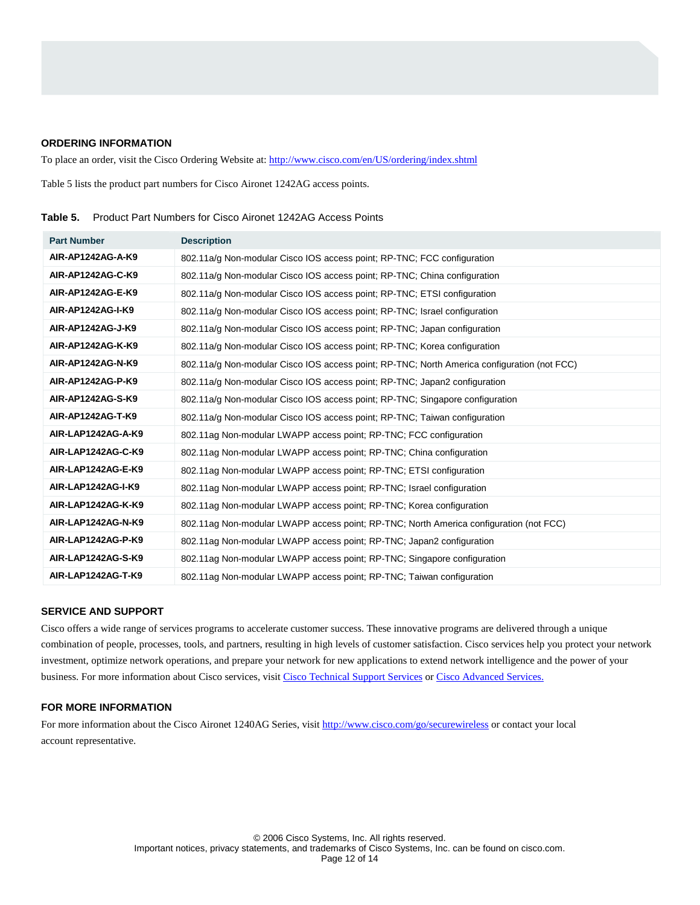## ORDERING INFORMATION

To place an order, visit the Cisco Ordering Website at: http://www.cisco.com/en/US/ordering/index.shtml

Table 5 lists the product part numbers for Cisco Aironet 1242AG access points.

**Table 5.** Product Part Numbers for Cisco Aironet 1242AG Access Points

| Part Number | Description |
|---|---|
| **AIR-AP1242AG-A-K9** | 802.11a/g Non-modular Cisco IOS access point; RP-TNC; FCC configuration |
| **AIR-AP1242AG-C-K9** | 802.11a/g Non-modular Cisco IOS access point; RP-TNC; China configuration |
| **AIR-AP1242AG-E-K9** | 802.11a/g Non-modular Cisco IOS access point; RP-TNC; ETSI configuration |
| **AIR-AP1242AG-I-K9** | 802.11a/g Non-modular Cisco IOS access point; RP-TNC; Israel configuration |
| **AIR-AP1242AG-J-K9** | 802.11a/g Non-modular Cisco IOS access point; RP-TNC; Japan configuration |
| **AIR-AP1242AG-K-K9** | 802.11a/g Non-modular Cisco IOS access point; RP-TNC; Korea configuration |
| **AIR-AP1242AG-N-K9** | 802.11a/g Non-modular Cisco IOS access point; RP-TNC; North America configuration (not FCC) |
| **AIR-AP1242AG-P-K9** | 802.11a/g Non-modular Cisco IOS access point; RP-TNC; Japan2 configuration |
| **AIR-AP1242AG-S-K9** | 802.11a/g Non-modular Cisco IOS access point; RP-TNC; Singapore configuration |
| **AIR-AP1242AG-T-K9** | 802.11a/g Non-modular Cisco IOS access point; RP-TNC; Taiwan configuration |
| **AIR-LAP1242AG-A-K9** | 802.11ag Non-modular LWAPP access point; RP-TNC; FCC configuration |
| **AIR-LAP1242AG-C-K9** | 802.11ag Non-modular LWAPP access point; RP-TNC; China configuration |
| **AIR-LAP1242AG-E-K9** | 802.11ag Non-modular LWAPP access point; RP-TNC; ETSI configuration |
| **AIR-LAP1242AG-I-K9** | 802.11ag Non-modular LWAPP access point; RP-TNC; Israel configuration |
| **AIR-LAP1242AG-K-K9** | 802.11ag Non-modular LWAPP access point; RP-TNC; Korea configuration |
| **AIR-LAP1242AG-N-K9** | 802.11ag Non-modular LWAPP access point; RP-TNC; North America configuration (not FCC) |
| **AIR-LAP1242AG-P-K9** | 802.11ag Non-modular LWAPP access point; RP-TNC; Japan2 configuration |
| **AIR-LAP1242AG-S-K9** | 802.11ag Non-modular LWAPP access point; RP-TNC; Singapore configuration |
| **AIR-LAP1242AG-T-K9** | 802.11ag Non-modular LWAPP access point; RP-TNC; Taiwan configuration |

## SERVICE AND SUPPORT

Cisco offers a wide range of services programs to accelerate customer success. These innovative programs are delivered through a unique combination of people, processes, tools, and partners, resulting in high levels of customer satisfaction. Cisco services help you protect your network investment, optimize network operations, and prepare your network for new applications to extend network intelligence and the power of your business. For more information about Cisco services, visit Cisco Technical Support Services or Cisco Advanced Services.

## FOR MORE INFORMATION

For more information about the Cisco Aironet 1240AG Series, visit http://www.cisco.com/go/securewireless or contact your local account representative.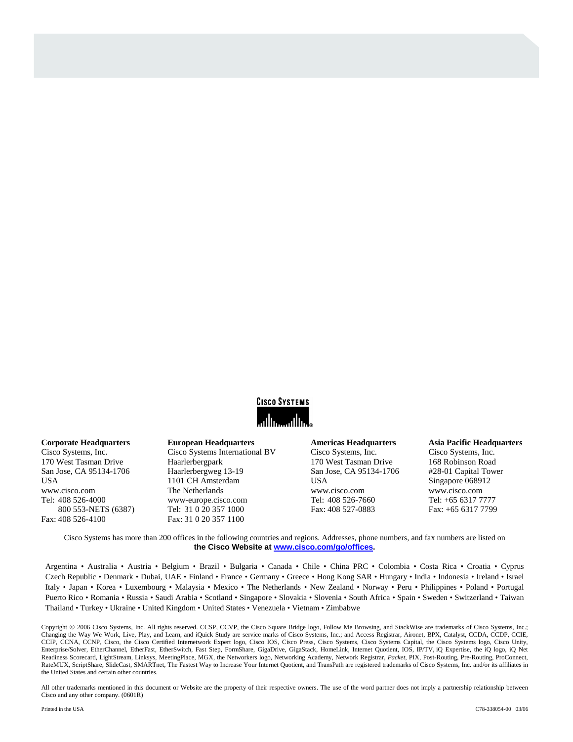**Corporate Headquarters**
Cisco Systems, Inc.
170 West Tasman Drive
San Jose, CA 95134-1706
USA
www.cisco.com
Tel: 408 526-4000
800 553-NETS (6387)
Fax: 408 526-4100

**European Headquarters**
Cisco Systems International BV
Haarlerbergpark
Haarlerbergweg 13-19
1101 CH Amsterdam
The Netherlands
www-europe.cisco.com
Tel: 31 0 20 357 1000
Fax: 31 0 20 357 1100

**Americas Headquarters**
Cisco Systems, Inc.
170 West Tasman Drive
San Jose, CA 95134-1706
USA
www.cisco.com
Tel: 408 526-7660
Fax: 408 527-0883

**Asia Pacific Headquarters**
Cisco Systems, Inc.
168 Robinson Road
#28-01 Capital Tower
Singapore 068912
www.cisco.com
Tel: +65 6317 7777
Fax: +65 6317 7799

Cisco Systems has more than 200 offices in the following countries and regions. Addresses, phone numbers, and fax numbers are listed on **the Cisco Website at [www.cisco.com/go/offices](www.cisco.com/go/offices).**

Argentina • Australia • Austria • Belgium • Brazil • Bulgaria • Canada • Chile • China PRC • Colombia • Costa Rica • Croatia • Cyprus Czech Republic • Denmark • Dubai, UAE • Finland • France • Germany • Greece • Hong Kong SAR • Hungary • India • Indonesia • Ireland • Israel Italy • Japan • Korea • Luxembourg • Malaysia • Mexico • The Netherlands • New Zealand • Norway • Peru • Philippines • Poland • Portugal Puerto Rico • Romania • Russia • Saudi Arabia • Scotland • Singapore • Slovakia • Slovenia • South Africa • Spain • Sweden • Switzerland • Taiwan Thailand • Turkey • Ukraine • United Kingdom • United States • Venezuela • Vietnam • Zimbabwe

Copyright © 2006 Cisco Systems, Inc. All rights reserved. CCSP, CCVP, the Cisco Square Bridge logo, Follow Me Browsing, and StackWise are trademarks of Cisco Systems, Inc.; Changing the Way We Work, Live, Play, and Learn, and iQuick Study are service marks of Cisco Systems, Inc.; and Access Registrar, Aironet, BPX, Catalyst, CCDA, CCDP, CCIE, CCIP, CCNA, CCNP, Cisco, the Cisco Certified Internetwork Expert logo, Cisco IOS, Cisco Press, Cisco Systems, Cisco Systems Capital, the Cisco Systems logo, Cisco Unity, Enterprise/Solver, EtherChannel, EtherFast, EtherSwitch, Fast Step, FormShare, GigaDrive, GigaStack, HomeLink, Internet Quotient, IOS, IP/TV, iQ Expertise, the iQ logo, iQ Net Readiness Scorecard, LightStream, Linksys, MeetingPlace, MGX, the Networkers logo, Networking Academy, Network Registrar, *Packet*, PIX, Post-Routing, Pre-Routing, ProConnect, RateMUX, ScriptShare, SlideCast, SMARTnet, The Fastest Way to Increase Your Internet Quotient, and TransPath are registered trademarks of Cisco Systems, Inc. and/or its affiliates in the United States and certain other countries.

All other trademarks mentioned in this document or Website are the property of their respective owners. The use of the word partner does not imply a partnership relationship between Cisco and any other company. (0601R)

Printed in the USA

C78-338054-00 03/06